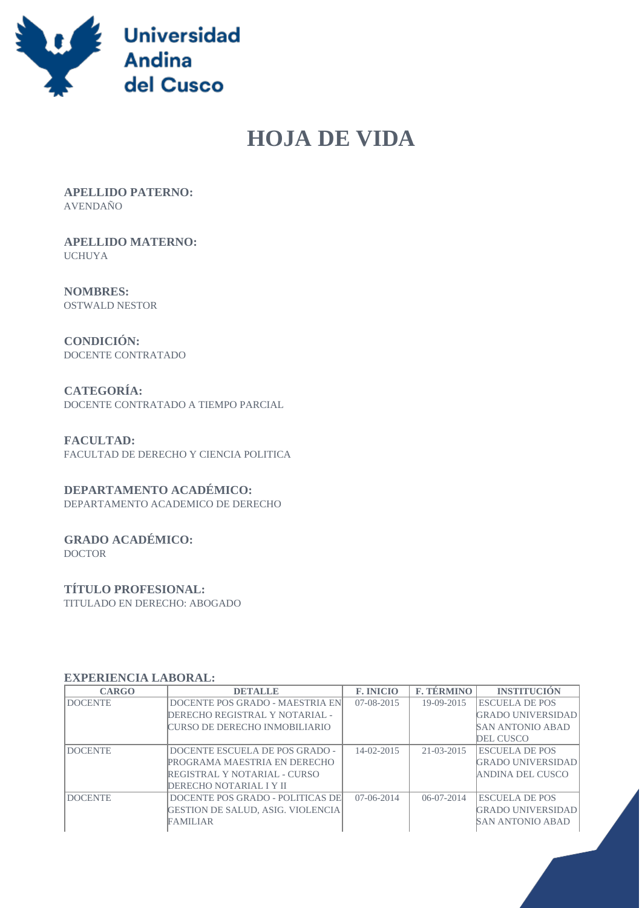# HOJA DE VIDA

**APELLIDO PATERNO:**
AVENDAÑO

**APELLIDO MATERNO:**
UCHUYA

**NOMBRES:**
OSTWALD NESTOR

**CONDICIÓN:**
DOCENTE CONTRATADO

**CATEGORÍA:**
DOCENTE CONTRATADO A TIEMPO PARCIAL

**FACULTAD:**
FACULTAD DE DERECHO Y CIENCIA POLITICA

**DEPARTAMENTO ACADÉMICO:**
DEPARTAMENTO ACADEMICO DE DERECHO

**GRADO ACADÉMICO:**
DOCTOR

**TÍTULO PROFESIONAL:**
TITULADO EN DERECHO: ABOGADO

**EXPERIENCIA LABORAL:**

| CARGO | DETALLE | F. INICIO | F. TÉRMINO | INSTITUCIÓN |
|---|---|---|---|---|
| DOCENTE | DOCENTE POS GRADO - MAESTRIA EN DERECHO REGISTRAL Y NOTARIAL - CURSO DE DERECHO INMOBILIARIO | 07-08-2015 | 19-09-2015 | ESCUELA DE POS GRADO UNIVERSIDAD SAN ANTONIO ABAD DEL CUSCO |
| DOCENTE | DOCENTE ESCUELA DE POS GRADO - PROGRAMA MAESTRIA EN DERECHO REGISTRAL Y NOTARIAL - CURSO DERECHO NOTARIAL I Y II | 14-02-2015 | 21-03-2015 | ESCUELA DE POS GRADO UNIVERSIDAD ANDINA DEL CUSCO |
| DOCENTE | DOCENTE POS GRADO - POLITICAS DE GESTION DE SALUD, ASIG. VIOLENCIA FAMILIAR | 07-06-2014 | 06-07-2014 | ESCUELA DE POS GRADO UNIVERSIDAD SAN ANTONIO ABAD |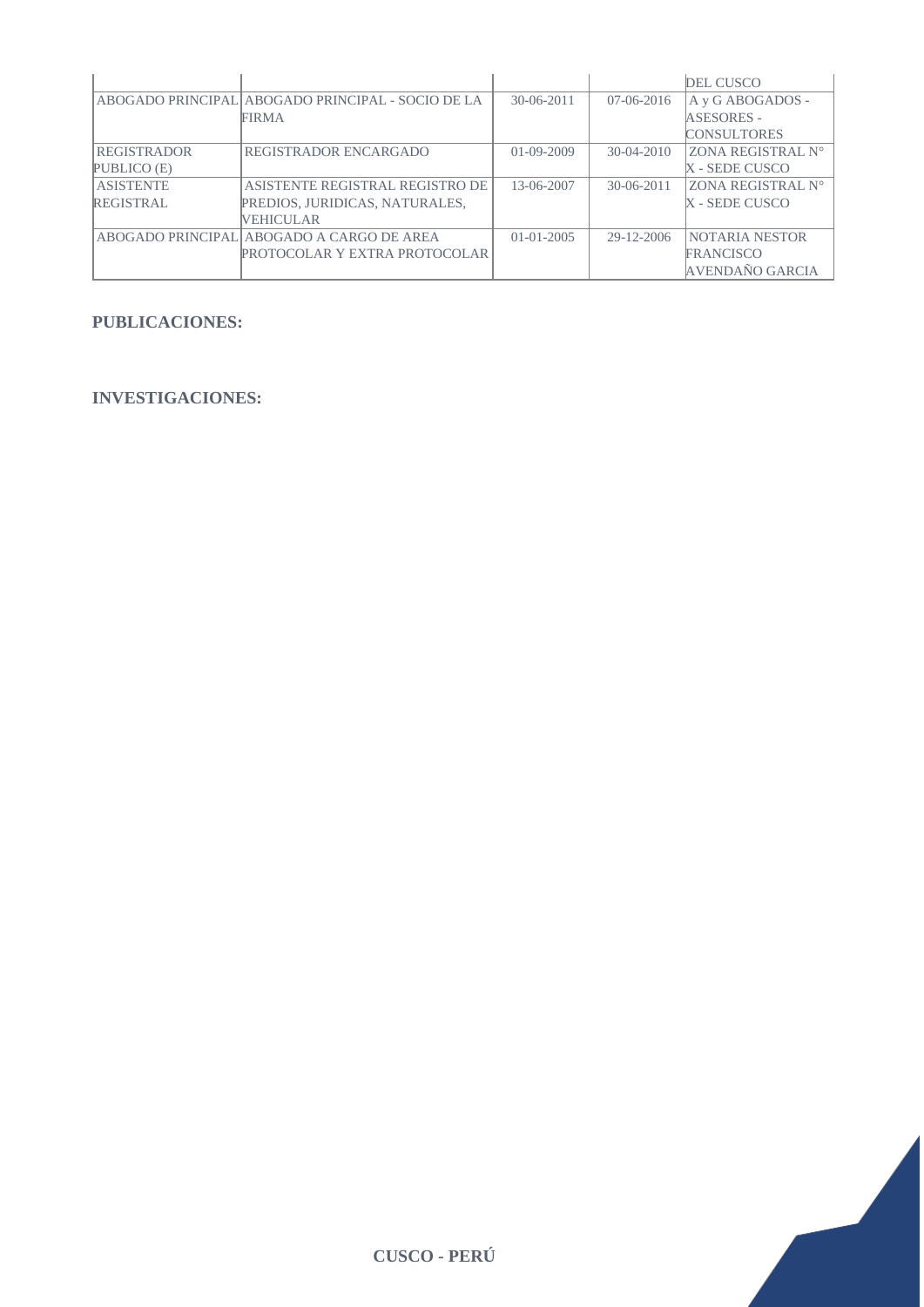| | | | | |
|---|---|---|---|---|
| | | | | DEL CUSCO |
| ABOGADO PRINCIPAL | ABOGADO PRINCIPAL - SOCIO DE LA FIRMA | 30-06-2011 | 07-06-2016 | A y G ABOGADOS - ASESORES - CONSULTORES |
| REGISTRADOR PUBLICO (E) | REGISTRADOR ENCARGADO | 01-09-2009 | 30-04-2010 | ZONA REGISTRAL N° X - SEDE CUSCO |
| ASISTENTE REGISTRAL | ASISTENTE REGISTRAL REGISTRO DE PREDIOS, JURIDICAS, NATURALES, VEHICULAR | 13-06-2007 | 30-06-2011 | ZONA REGISTRAL N° X - SEDE CUSCO |
| ABOGADO PRINCIPAL | ABOGADO A CARGO DE AREA PROTOCOLAR Y EXTRA PROTOCOLAR | 01-01-2005 | 29-12-2006 | NOTARIA NESTOR FRANCISCO AVENDAÑO GARCIA |

## PUBLICACIONES:

## INVESTIGACIONES:

CUSCO - PERÚ